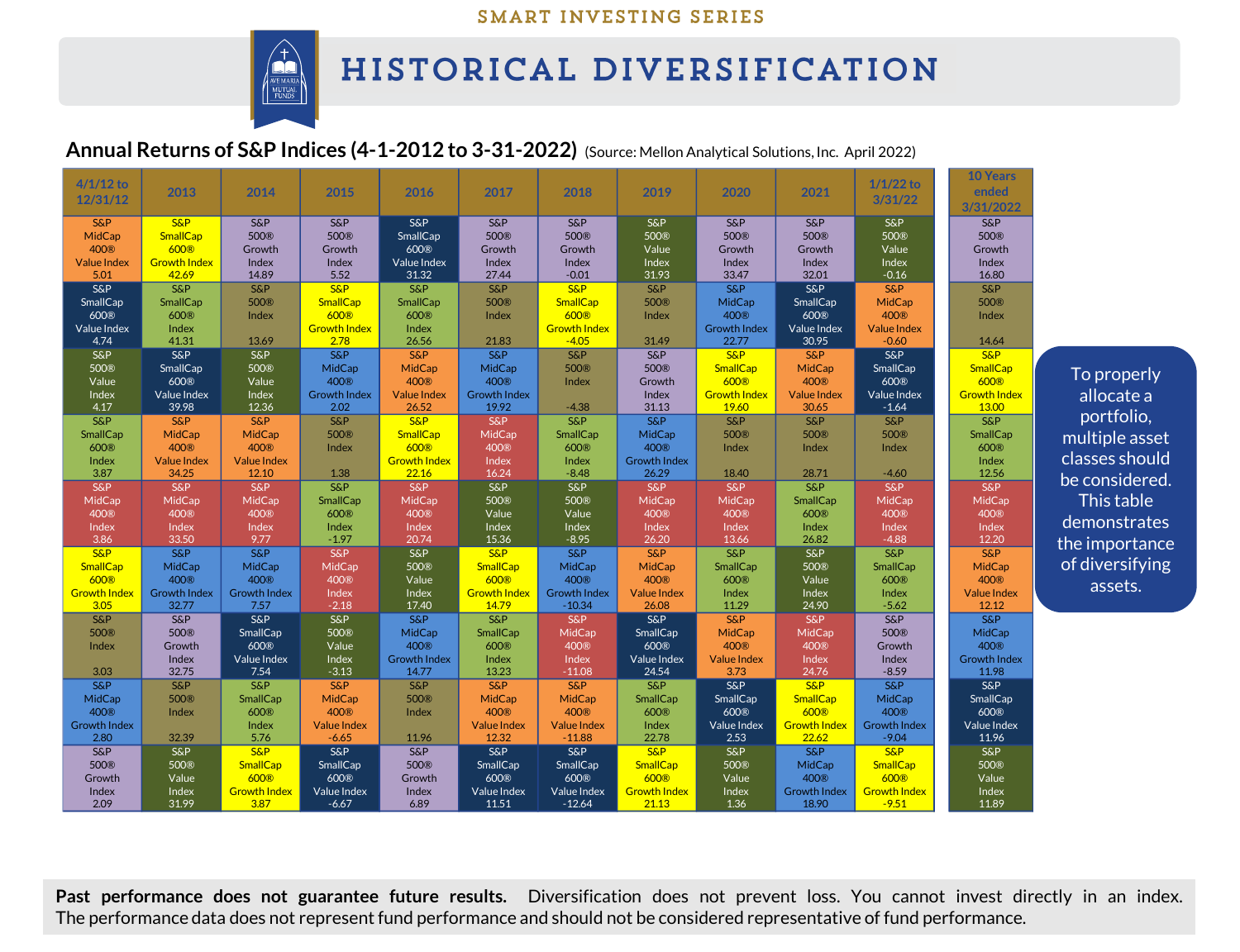SMART INVESTING SERIES

# HISTORICAL DIVERSIFICATION

## Annual Returns of S&P Indices (4-1-2012 to 3-31-2022) (Source: Mellon Analytical Solutions, Inc. April 2022)

| 4/1/12 to 12/31/12 | 2013 | 2014 | 2015 | 2016 | 2017 | 2018 | 2019 | 2020 | 2021 | 1/1/22 to 3/31/22 | 10 Years ended 3/31/2022 |
|---|---|---|---|---|---|---|---|---|---|---|---|
| S&P MidCap 400® Value Index 5.01 | S&P SmallCap 600® Growth Index 42.69 | S&P 500® Growth Index 14.89 | S&P 500® Growth Index 5.52 | S&P SmallCap 600® Value Index 31.32 | S&P 500® Growth Index 27.44 | S&P 500® Growth Index -0.01 | S&P 500® Value Index 31.93 | S&P 500® Growth Index 33.47 | S&P 500® Growth Index 32.01 | S&P 500® Value Index -0.16 | S&P 500® Growth Index 16.80 |
| S&P SmallCap 600® Value Index 4.74 | S&P SmallCap 600® Index 41.31 | S&P 500® Index 13.69 | S&P SmallCap 600® Growth Index 2.78 | S&P SmallCap 600® Index 26.56 | S&P 500® Index 21.83 | S&P SmallCap 600® Growth Index -4.05 | S&P 500® Index 31.49 | S&P MidCap 400® Growth Index 22.77 | S&P SmallCap 600® Value Index 30.95 | S&P MidCap 400® Value Index -0.60 | S&P 500® Index 14.64 |
| S&P 500® Value Index 4.17 | S&P SmallCap 600® Value Index 39.98 | S&P 500® Value Index 12.36 | S&P MidCap 400® Growth Index 2.02 | S&P MidCap 400® Value Index 26.52 | S&P MidCap 400® Growth Index 19.92 | S&P 500® Index -4.38 | S&P 500® Growth Index 31.13 | S&P SmallCap 600® Growth Index 19.60 | S&P MidCap 400® Value Index 30.65 | S&P SmallCap 600® Value Index -1.64 | S&P SmallCap 600® Growth Index 13.00 |
| S&P SmallCap 600® Index 3.87 | S&P MidCap 400® Value Index 34.25 | S&P MidCap 400® Value Index 12.10 | S&P 500® Index 1.38 | S&P SmallCap 600® Growth Index 22.16 | S&P MidCap 400® Index 16.24 | S&P SmallCap 600® Index -8.48 | S&P MidCap 400® Growth Index 26.29 | S&P 500® Index 18.40 | S&P 500® Index 28.71 | S&P 500® Index -4.60 | S&P SmallCap 600® Index 12.56 |
| S&P MidCap 400® Index 3.86 | S&P MidCap 400® Index 33.50 | S&P MidCap 400® Index 9.77 | S&P SmallCap 600® Index -1.97 | S&P MidCap 400® Index 20.74 | S&P 500® Value Index 15.36 | S&P 500® Value Index -8.95 | S&P MidCap 400® Index 26.20 | S&P MidCap 400® Index 13.66 | S&P SmallCap 600® Index 26.82 | S&P MidCap 400® Index -4.88 | S&P MidCap 400® Index 12.20 |
| S&P SmallCap 600® Growth Index 3.05 | S&P MidCap 400® Growth Index 32.77 | S&P MidCap 400® Growth Index 7.57 | S&P MidCap 400® Index -2.18 | S&P 500® Value Index 17.40 | S&P SmallCap 600® Growth Index 14.79 | S&P MidCap 400® Growth Index -10.34 | S&P MidCap 400® Value Index 26.08 | S&P SmallCap 600® Index 11.29 | S&P 500® Value Index 24.90 | S&P SmallCap 600® Index -5.62 | S&P MidCap 400® Value Index 12.12 |
| S&P 500® Index 3.03 | S&P 500® Growth Index 32.75 | S&P SmallCap 600® Value Index 7.54 | S&P 500® Value Index -3.13 | S&P MidCap 400® Growth Index 14.77 | S&P SmallCap 600® Index 13.23 | S&P MidCap 400® Index -11.08 | S&P SmallCap 600® Value Index 24.54 | S&P MidCap 400® Value Index 3.73 | S&P MidCap 400® Index 24.76 | S&P 500® Growth Index -8.59 | S&P MidCap 400® Growth Index 11.98 |
| S&P MidCap 400® Growth Index 2.80 | S&P 500® Index 32.39 | S&P SmallCap 600® Index 5.76 | S&P MidCap 400® Value Index -6.65 | S&P 500® Index 11.96 | S&P MidCap 400® Value Index 12.32 | S&P MidCap 400® Value Index -11.88 | S&P SmallCap 600® Index 22.78 | S&P SmallCap 600® Value Index 2.53 | S&P SmallCap 600® Growth Index 22.62 | S&P MidCap 400® Growth Index -9.04 | S&P SmallCap 600® Value Index 11.96 |
| S&P 500® Growth Index 2.09 | S&P 500® Value Index 31.99 | S&P SmallCap 600® Growth Index 3.87 | S&P SmallCap 600® Value Index -6.67 | S&P 500® Growth Index 6.89 | S&P SmallCap 600® Value Index 11.51 | S&P SmallCap 600® Value Index -12.64 | S&P SmallCap 600® Growth Index 21.13 | S&P 500® Value Index 1.36 | S&P MidCap 400® Growth Index 18.90 | S&P SmallCap 600® Growth Index -9.51 | S&P 500® Value Index 11.89 |

To properly allocate a portfolio, multiple asset classes should be considered. This table demonstrates the importance of diversifying assets.

**Past performance does not guarantee future results.** Diversification does not prevent loss. You cannot invest directly in an index. The performance data does not represent fund performance and should not be considered representative of fund performance.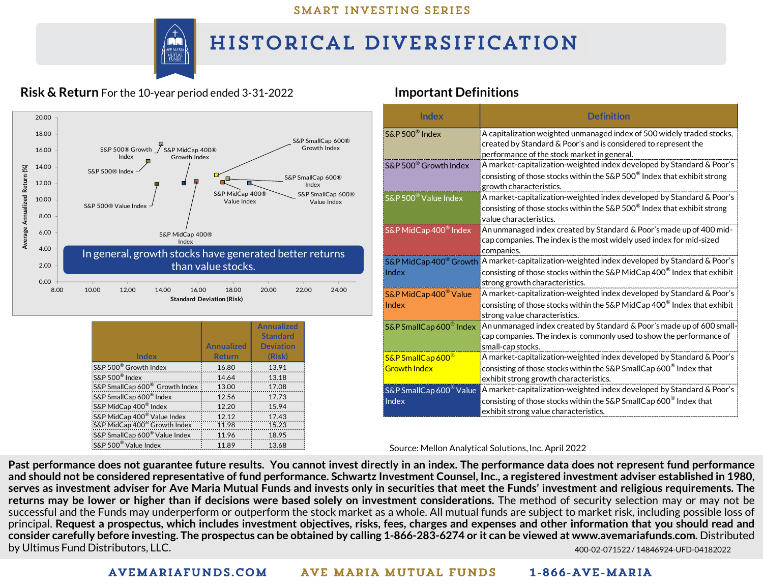SMART INVESTING SERIES

# HISTORICAL DIVERSIFICATION

## Risk & Return For the 10-year period ended 3-31-2022

Average Annualized Return (%)

20.00
18.00
16.00
14.00
12.00
10.00
8.00
6.00
4.00
2.00
0.00

8.00 10.00 12.00 14.00 16.00 18.00 20.00 22.00 24.00

Standard Deviation (Risk)

S&P 500® Growth Index
S&P MidCap 400® Growth Index
S&P SmallCap 600® Growth Index
S&P 500® Index
S&P SmallCap 600® Index
S&P MidCap 400® Value Index
S&P SmallCap 600® Value Index
S&P 500® Value Index
S&P MidCap 400® Index

In general, growth stocks have generated better returns than value stocks.

| Index | Annualized Return | Annualized Standard Deviation (Risk) |
|---|---|---|
| S&P 500® Growth Index | 16.80 | 13.91 |
| S&P 500® Index | 14.64 | 13.18 |
| S&P SmallCap 600® Growth Index | 13.00 | 17.08 |
| S&P SmallCap 600® Index | 12.56 | 17.73 |
| S&P MidCap 400® Index | 12.20 | 15.94 |
| S&P MidCap 400® Value Index | 12.12 | 17.43 |
| S&P MidCap 400® Growth Index | 11.98 | 15.23 |
| S&P SmallCap 600® Value Index | 11.96 | 18.95 |
| S&P 500® Value Index | 11.89 | 13.68 |

## Important Definitions

| Index | Definition |
|---|---|
| S&P 500® Index | A capitalization weighted unmanaged index of 500 widely traded stocks, created by Standard & Poor's and is considered to represent the performance of the stock market in general. |
| S&P 500® Growth Index | A market-capitalization-weighted index developed by Standard & Poor's consisting of those stocks within the S&P 500® Index that exhibit strong growth characteristics. |
| S&P 500® Value Index | A market-capitalization-weighted index developed by Standard & Poor's consisting of those stocks within the S&P 500® Index that exhibit strong value characteristics. |
| S&P MidCap 400® Index | An unmanaged index created by Standard & Poor's made up of 400 mid-cap companies. The index is the most widely used index for mid-sized companies. |
| S&P MidCap 400® Growth Index | A market-capitalization-weighted index developed by Standard & Poor's consisting of those stocks within the S&P MidCap 400® Index that exhibit strong growth characteristics. |
| S&P MidCap 400® Value Index | A market-capitalization-weighted index developed by Standard & Poor's consisting of those stocks within the S&P MidCap 400® Index that exhibit strong value characteristics. |
| S&P SmallCap 600® Index | An unmanaged index created by Standard & Poor's made up of 600 small-cap companies. The index is commonly used to show the performance of small-cap stocks. |
| S&P SmallCap 600® Growth Index | A market-capitalization-weighted index developed by Standard & Poor's consisting of those stocks within the S&P SmallCap 600® Index that exhibit strong growth characteristics. |
| S&P SmallCap 600® Value Index | A market-capitalization-weighted index developed by Standard & Poor's consisting of those stocks within the S&P SmallCap 600® Index that exhibit strong value characteristics. |

Source: Mellon Analytical Solutions, Inc. April 2022

**Past performance does not guarantee future results. You cannot invest directly in an index. The performance data does not represent fund performance and should not be considered representative of fund performance. Schwartz Investment Counsel, Inc., a registered investment adviser established in 1980, serves as investment adviser for Ave Maria Mutual Funds and invests only in securities that meet the Funds' investment and religious requirements. The returns may be lower or higher than if decisions were based solely on investment considerations.** The method of security selection may or may not be successful and the Funds may underperform or outperform the stock market as a whole. All mutual funds are subject to market risk, including possible loss of principal. **Request a prospectus, which includes investment objectives, risks, fees, charges and expenses and other information that you should read and consider carefully before investing. The prospectus can be obtained by calling 1-866-283-6274 or it can be viewed at www.avemariafunds.com.** Distributed by Ultimus Fund Distributors, LLC.

400-02-071522 / 14846924-UFD-04182022

AVEMARIAFUNDS.COM AVE MARIA MUTUAL FUNDS 1-866-AVE-MARIA